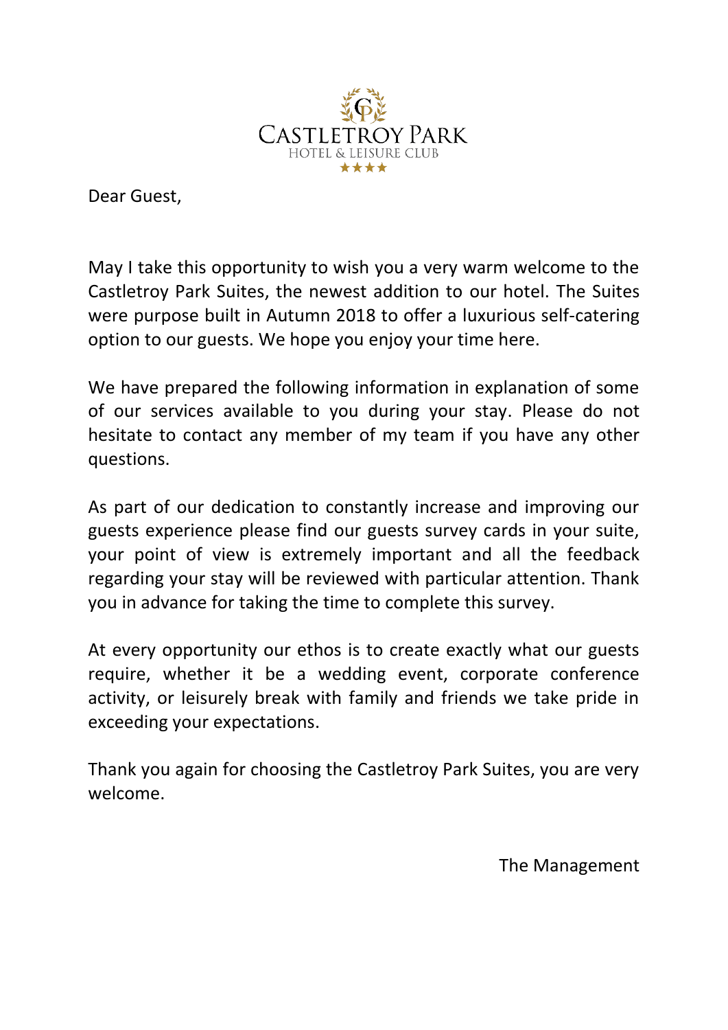CASTLETROY PARK

HOTEL & LEISURE CLUB

★★★★

Dear Guest,

May I take this opportunity to wish you a very warm welcome to the Castletroy Park Suites, the newest addition to our hotel. The Suites were purpose built in Autumn 2018 to offer a luxurious self-catering option to our guests. We hope you enjoy your time here.

We have prepared the following information in explanation of some of our services available to you during your stay. Please do not hesitate to contact any member of my team if you have any other questions.

As part of our dedication to constantly increase and improving our guests experience please find our guests survey cards in your suite, your point of view is extremely important and all the feedback regarding your stay will be reviewed with particular attention. Thank you in advance for taking the time to complete this survey.

At every opportunity our ethos is to create exactly what our guests require, whether it be a wedding event, corporate conference activity, or leisurely break with family and friends we take pride in exceeding your expectations.

Thank you again for choosing the Castletroy Park Suites, you are very welcome.

The Management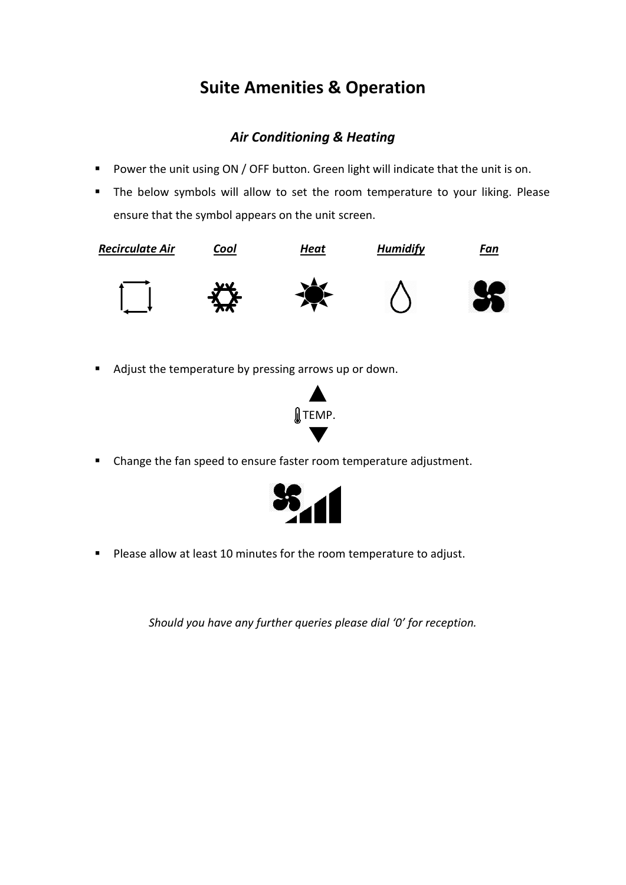# Suite Amenities & Operation

## *Air Conditioning & Heating*

- Power the unit using ON / OFF button. Green light will indicate that the unit is on.
- The below symbols will allow to set the room temperature to your liking. Please ensure that the symbol appears on the unit screen.

| ***Recirculate Air*** | ***Cool*** | ***Heat*** | ***Humidify*** | ***Fan*** |
|---|---|---|---|---|

- Adjust the temperature by pressing arrows up or down.

TEMP.

- Change the fan speed to ensure faster room temperature adjustment.
- Please allow at least 10 minutes for the room temperature to adjust.

*Should you have any further queries please dial '0' for reception.*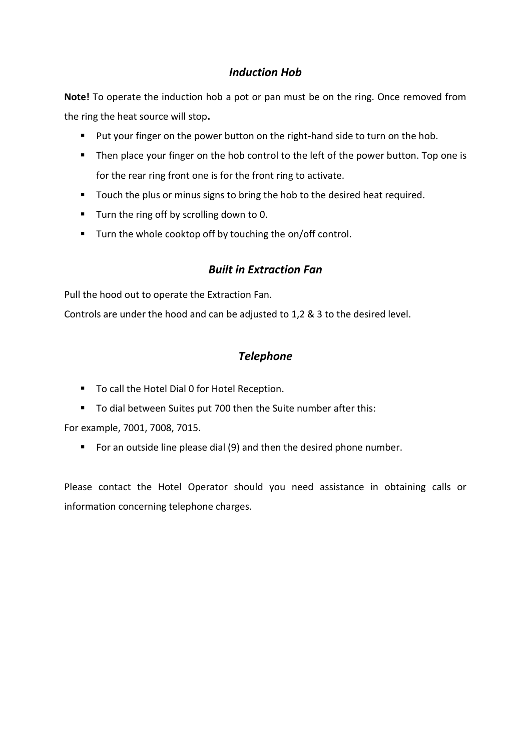## *Induction Hob*

**Note!** To operate the induction hob a pot or pan must be on the ring. Once removed from the ring the heat source will stop**.**

- Put your finger on the power button on the right-hand side to turn on the hob.
- Then place your finger on the hob control to the left of the power button. Top one is for the rear ring front one is for the front ring to activate.
- Touch the plus or minus signs to bring the hob to the desired heat required.
- Turn the ring off by scrolling down to 0.
- Turn the whole cooktop off by touching the on/off control.

## *Built in Extraction Fan*

Pull the hood out to operate the Extraction Fan.

Controls are under the hood and can be adjusted to 1,2 & 3 to the desired level.

## *Telephone*

- To call the Hotel Dial 0 for Hotel Reception.
- To dial between Suites put 700 then the Suite number after this:

For example, 7001, 7008, 7015.

- For an outside line please dial (9) and then the desired phone number.

Please contact the Hotel Operator should you need assistance in obtaining calls or information concerning telephone charges.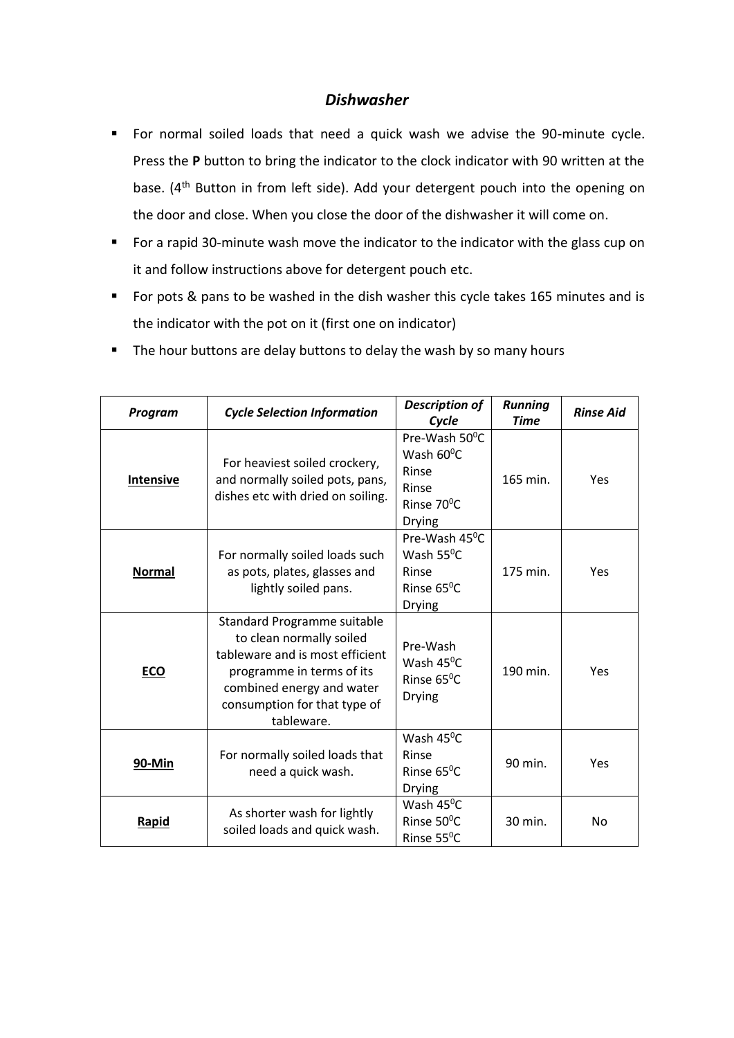## *Dishwasher*

- For normal soiled loads that need a quick wash we advise the 90-minute cycle. Press the **P** button to bring the indicator to the clock indicator with 90 written at the base. (4th Button in from left side). Add your detergent pouch into the opening on the door and close. When you close the door of the dishwasher it will come on.
- For a rapid 30-minute wash move the indicator to the indicator with the glass cup on it and follow instructions above for detergent pouch etc.
- For pots & pans to be washed in the dish washer this cycle takes 165 minutes and is the indicator with the pot on it (first one on indicator)
- The hour buttons are delay buttons to delay the wash by so many hours

| *Program* | *Cycle Selection Information* | *Description of Cycle* | *Running Time* | *Rinse Aid* |
|---|---|---|---|---|
| **Intensive** | For heaviest soiled crockery, and normally soiled pots, pans, dishes etc with dried on soiling. | Pre-Wash 50⁰C<br>Wash 60⁰C<br>Rinse<br>Rinse<br>Rinse 70⁰C<br>Drying | 165 min. | Yes |
| **Normal** | For normally soiled loads such as pots, plates, glasses and lightly soiled pans. | Pre-Wash 45⁰C<br>Wash 55⁰C<br>Rinse<br>Rinse 65⁰C<br>Drying | 175 min. | Yes |
| **ECO** | Standard Programme suitable to clean normally soiled tableware and is most efficient programme in terms of its combined energy and water consumption for that type of tableware. | Pre-Wash<br>Wash 45⁰C<br>Rinse 65⁰C<br>Drying | 190 min. | Yes |
| **90-Min** | For normally soiled loads that need a quick wash. | Wash 45⁰C<br>Rinse<br>Rinse 65⁰C<br>Drying | 90 min. | Yes |
| **Rapid** | As shorter wash for lightly soiled loads and quick wash. | Wash 45⁰C<br>Rinse 50⁰C<br>Rinse 55⁰C | 30 min. | No |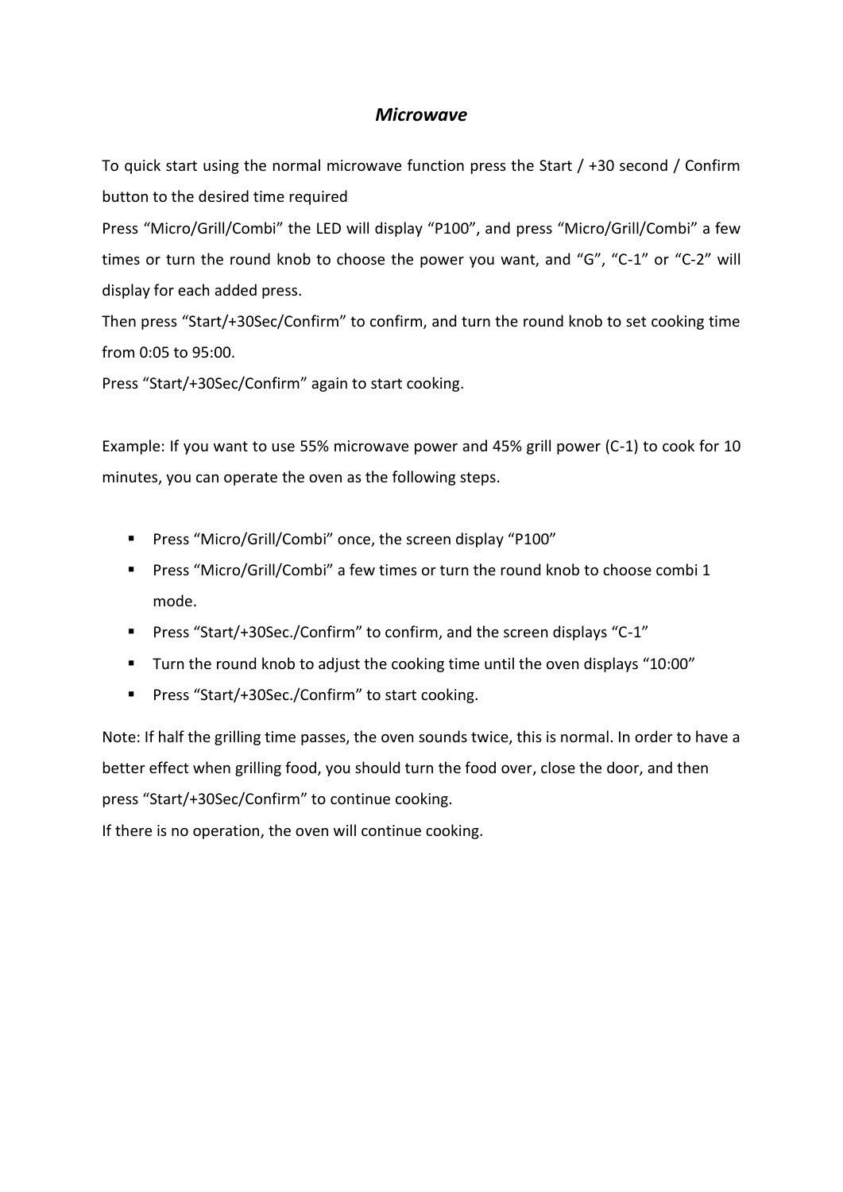## *Microwave*

To quick start using the normal microwave function press the Start / +30 second / Confirm button to the desired time required

Press “Micro/Grill/Combi” the LED will display “P100”, and press “Micro/Grill/Combi” a few times or turn the round knob to choose the power you want, and “G”, “C-1” or “C-2” will display for each added press.

Then press “Start/+30Sec/Confirm” to confirm, and turn the round knob to set cooking time from 0:05 to 95:00.

Press “Start/+30Sec/Confirm” again to start cooking.

Example: If you want to use 55% microwave power and 45% grill power (C-1) to cook for 10 minutes, you can operate the oven as the following steps.

- Press “Micro/Grill/Combi” once, the screen display “P100”
- Press “Micro/Grill/Combi” a few times or turn the round knob to choose combi 1 mode.
- Press “Start/+30Sec./Confirm” to confirm, and the screen displays “C-1”
- Turn the round knob to adjust the cooking time until the oven displays “10:00”
- Press “Start/+30Sec./Confirm” to start cooking.

Note: If half the grilling time passes, the oven sounds twice, this is normal. In order to have a better effect when grilling food, you should turn the food over, close the door, and then press “Start/+30Sec/Confirm” to continue cooking.

If there is no operation, the oven will continue cooking.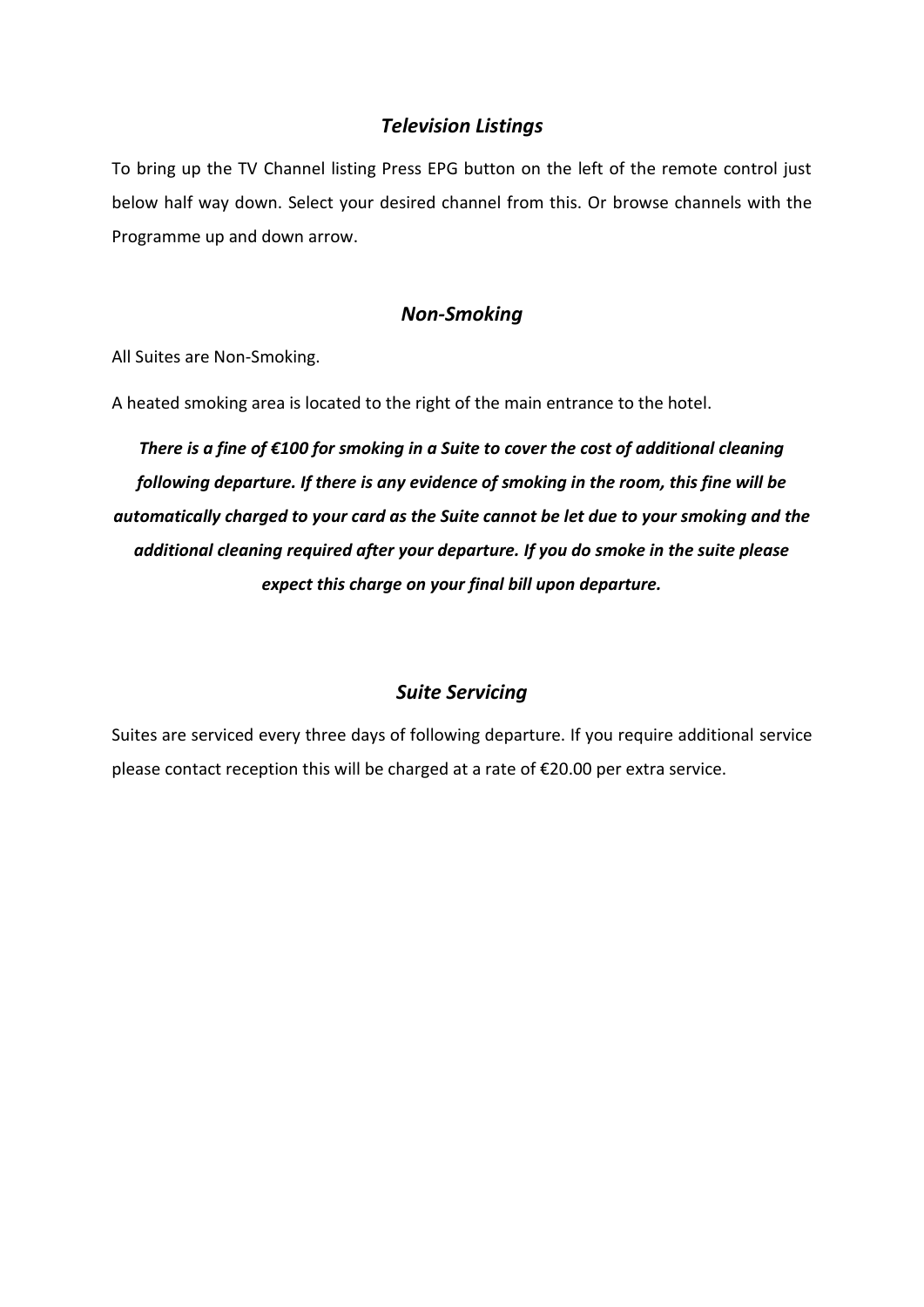## *Television Listings*

To bring up the TV Channel listing Press EPG button on the left of the remote control just below half way down. Select your desired channel from this. Or browse channels with the Programme up and down arrow.

## *Non-Smoking*

All Suites are Non-Smoking.

A heated smoking area is located to the right of the main entrance to the hotel.

***There is a fine of €100 for smoking in a Suite to cover the cost of additional cleaning following departure. If there is any evidence of smoking in the room, this fine will be automatically charged to your card as the Suite cannot be let due to your smoking and the additional cleaning required after your departure. If you do smoke in the suite please expect this charge on your final bill upon departure.***

## *Suite Servicing*

Suites are serviced every three days of following departure. If you require additional service please contact reception this will be charged at a rate of €20.00 per extra service.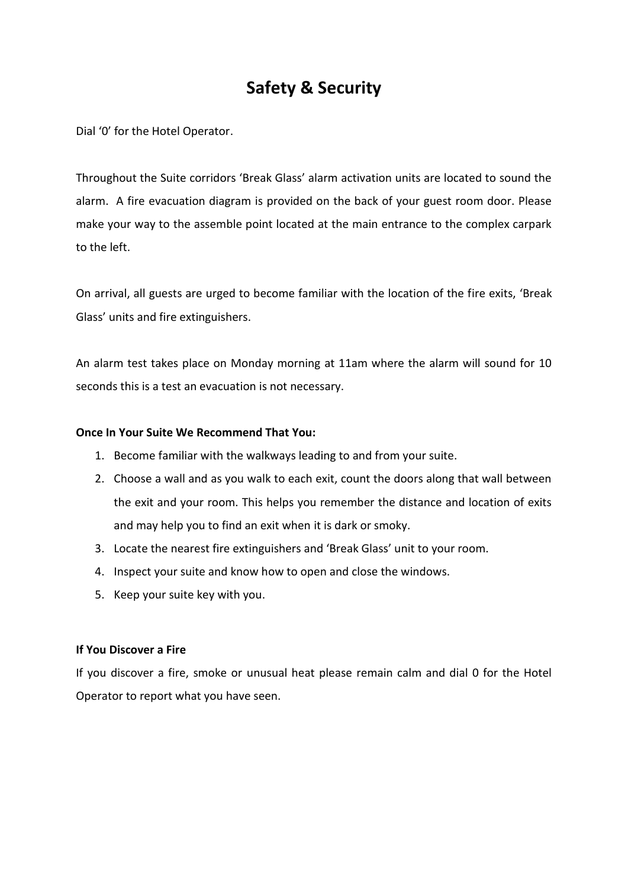# Safety & Security

Dial '0' for the Hotel Operator.

Throughout the Suite corridors 'Break Glass' alarm activation units are located to sound the alarm. A fire evacuation diagram is provided on the back of your guest room door. Please make your way to the assemble point located at the main entrance to the complex carpark to the left.

On arrival, all guests are urged to become familiar with the location of the fire exits, 'Break Glass' units and fire extinguishers.

An alarm test takes place on Monday morning at 11am where the alarm will sound for 10 seconds this is a test an evacuation is not necessary.

**Once In Your Suite We Recommend That You:**

1. Become familiar with the walkways leading to and from your suite.
2. Choose a wall and as you walk to each exit, count the doors along that wall between the exit and your room. This helps you remember the distance and location of exits and may help you to find an exit when it is dark or smoky.
3. Locate the nearest fire extinguishers and 'Break Glass' unit to your room.
4. Inspect your suite and know how to open and close the windows.
5. Keep your suite key with you.

**If You Discover a Fire**

If you discover a fire, smoke or unusual heat please remain calm and dial 0 for the Hotel Operator to report what you have seen.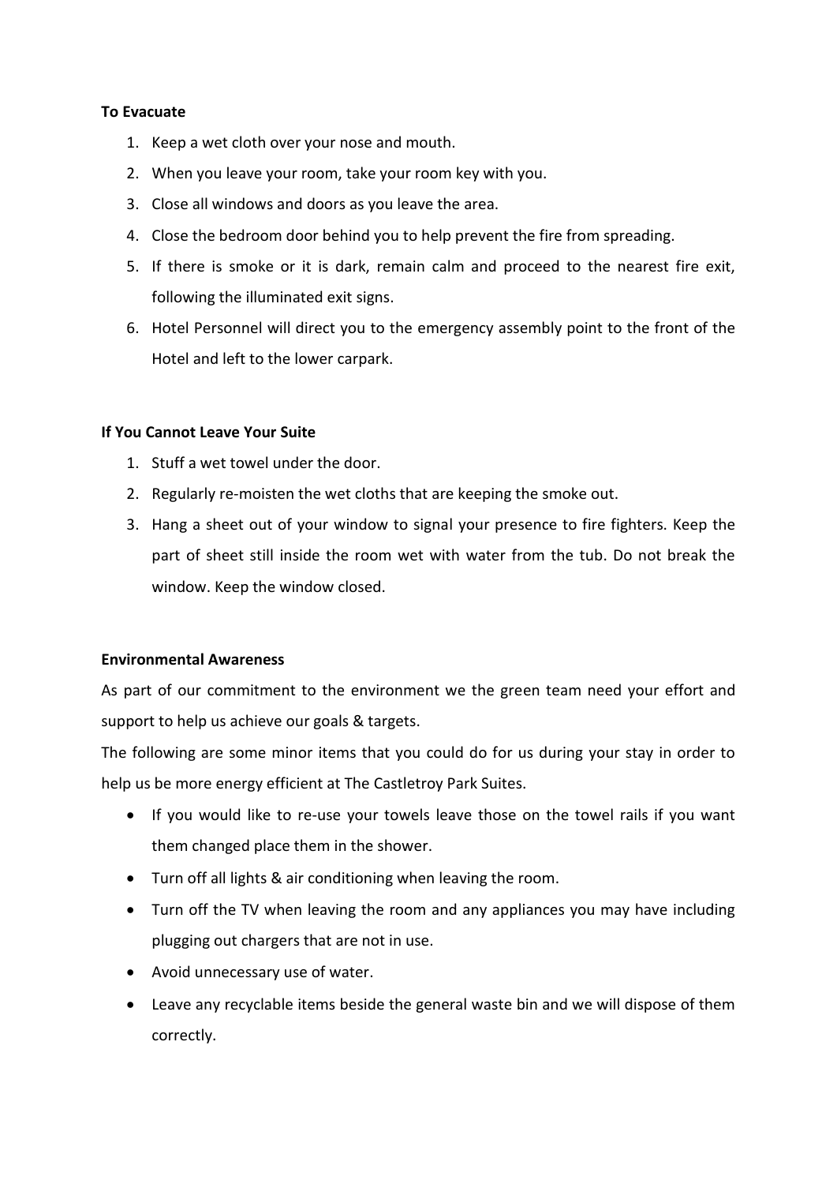**To Evacuate**

1. Keep a wet cloth over your nose and mouth.
2. When you leave your room, take your room key with you.
3. Close all windows and doors as you leave the area.
4. Close the bedroom door behind you to help prevent the fire from spreading.
5. If there is smoke or it is dark, remain calm and proceed to the nearest fire exit, following the illuminated exit signs.
6. Hotel Personnel will direct you to the emergency assembly point to the front of the Hotel and left to the lower carpark.

**If You Cannot Leave Your Suite**

1. Stuff a wet towel under the door.
2. Regularly re-moisten the wet cloths that are keeping the smoke out.
3. Hang a sheet out of your window to signal your presence to fire fighters. Keep the part of sheet still inside the room wet with water from the tub. Do not break the window. Keep the window closed.

**Environmental Awareness**

As part of our commitment to the environment we the green team need your effort and support to help us achieve our goals & targets.

The following are some minor items that you could do for us during your stay in order to help us be more energy efficient at The Castletroy Park Suites.

- If you would like to re-use your towels leave those on the towel rails if you want them changed place them in the shower.
- Turn off all lights & air conditioning when leaving the room.
- Turn off the TV when leaving the room and any appliances you may have including plugging out chargers that are not in use.
- Avoid unnecessary use of water.
- Leave any recyclable items beside the general waste bin and we will dispose of them correctly.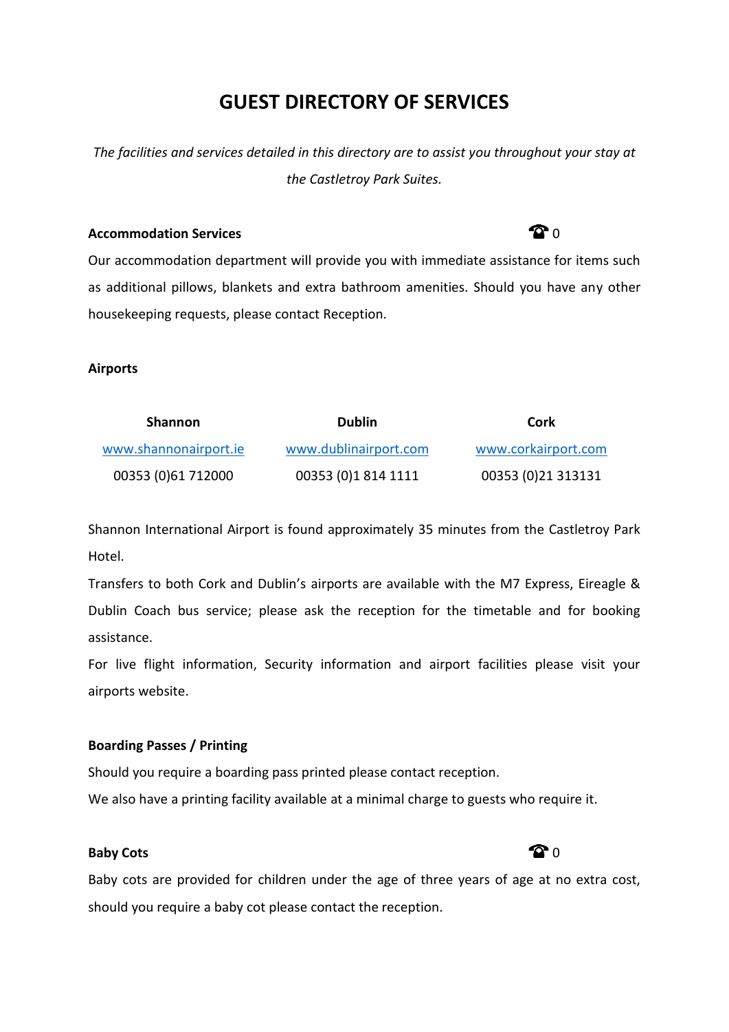# GUEST DIRECTORY OF SERVICES

*The facilities and services detailed in this directory are to assist you throughout your stay at the Castletroy Park Suites.*

**Accommodation Services** ☎ 0

Our accommodation department will provide you with immediate assistance for items such as additional pillows, blankets and extra bathroom amenities. Should you have any other housekeeping requests, please contact Reception.

**Airports**

| Shannon | Dublin | Cork |
|---|---|---|
| www.shannonairport.ie | www.dublinairport.com | www.corkairport.com |
| 00353 (0)61 712000 | 00353 (0)1 814 1111 | 00353 (0)21 313131 |

Shannon International Airport is found approximately 35 minutes from the Castletroy Park Hotel.

Transfers to both Cork and Dublin's airports are available with the M7 Express, Eireagle & Dublin Coach bus service; please ask the reception for the timetable and for booking assistance.

For live flight information, Security information and airport facilities please visit your airports website.

**Boarding Passes / Printing**

Should you require a boarding pass printed please contact reception.

We also have a printing facility available at a minimal charge to guests who require it.

**Baby Cots** ☎ 0

Baby cots are provided for children under the age of three years of age at no extra cost, should you require a baby cot please contact the reception.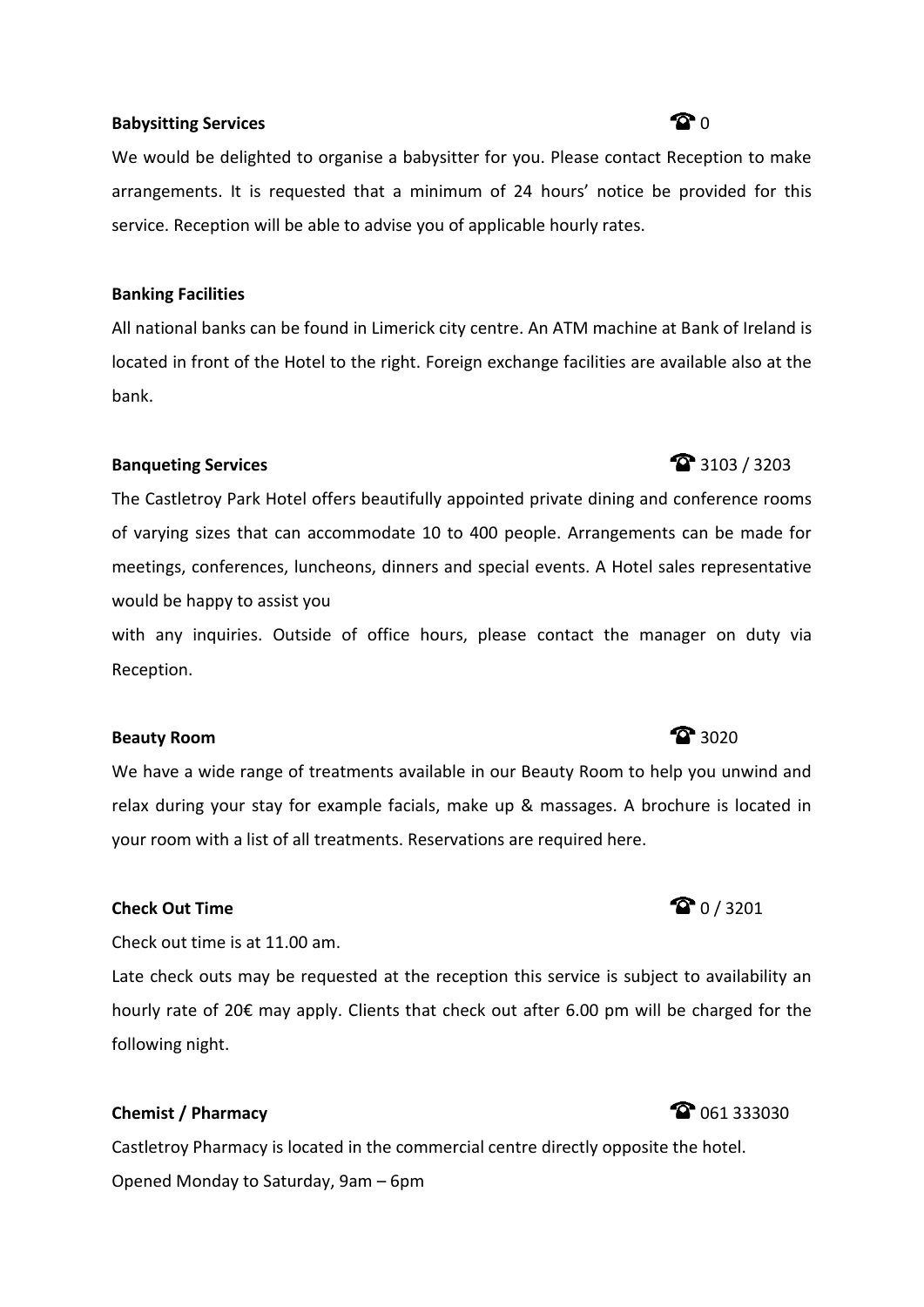**Babysitting Services** ☎ 0

We would be delighted to organise a babysitter for you. Please contact Reception to make arrangements. It is requested that a minimum of 24 hours' notice be provided for this service. Reception will be able to advise you of applicable hourly rates.

**Banking Facilities**

All national banks can be found in Limerick city centre. An ATM machine at Bank of Ireland is located in front of the Hotel to the right. Foreign exchange facilities are available also at the bank.

**Banqueting Services** ☎ 3103 / 3203

The Castletroy Park Hotel offers beautifully appointed private dining and conference rooms of varying sizes that can accommodate 10 to 400 people. Arrangements can be made for meetings, conferences, luncheons, dinners and special events. A Hotel sales representative would be happy to assist you

with any inquiries. Outside of office hours, please contact the manager on duty via Reception.

**Beauty Room** ☎ 3020

We have a wide range of treatments available in our Beauty Room to help you unwind and relax during your stay for example facials, make up & massages. A brochure is located in your room with a list of all treatments. Reservations are required here.

**Check Out Time** ☎ 0 / 3201

Check out time is at 11.00 am.

Late check outs may be requested at the reception this service is subject to availability an hourly rate of 20€ may apply. Clients that check out after 6.00 pm will be charged for the following night.

**Chemist / Pharmacy** ☎ 061 333030

Castletroy Pharmacy is located in the commercial centre directly opposite the hotel.

Opened Monday to Saturday, 9am – 6pm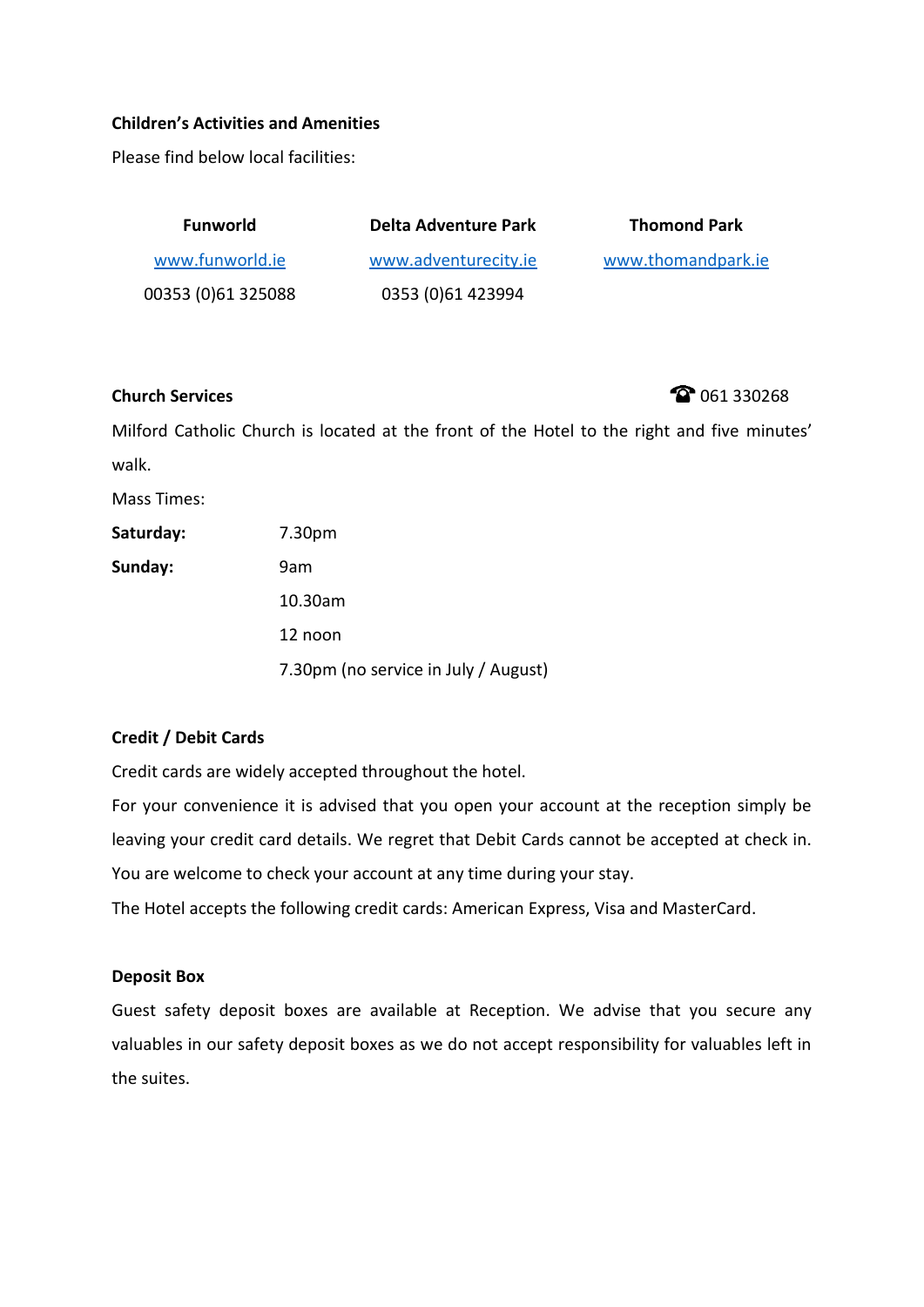**Children's Activities and Amenities**

Please find below local facilities:

| Funworld | Delta Adventure Park | Thomond Park |
|---|---|---|
| www.funworld.ie | www.adventurecity.ie | www.thomandpark.ie |
| 00353 (0)61 325088 | 0353 (0)61 423994 | |

**Church Services** ☎ 061 330268

Milford Catholic Church is located at the front of the Hotel to the right and five minutes' walk.

Mass Times:

| | |
|---|---|
| **Saturday:** | 7.30pm |
| **Sunday:** | 9am |
| | 10.30am |
| | 12 noon |
| | 7.30pm (no service in July / August) |

**Credit / Debit Cards**

Credit cards are widely accepted throughout the hotel.

For your convenience it is advised that you open your account at the reception simply be leaving your credit card details. We regret that Debit Cards cannot be accepted at check in. You are welcome to check your account at any time during your stay.

The Hotel accepts the following credit cards: American Express, Visa and MasterCard.

**Deposit Box**

Guest safety deposit boxes are available at Reception. We advise that you secure any valuables in our safety deposit boxes as we do not accept responsibility for valuables left in the suites.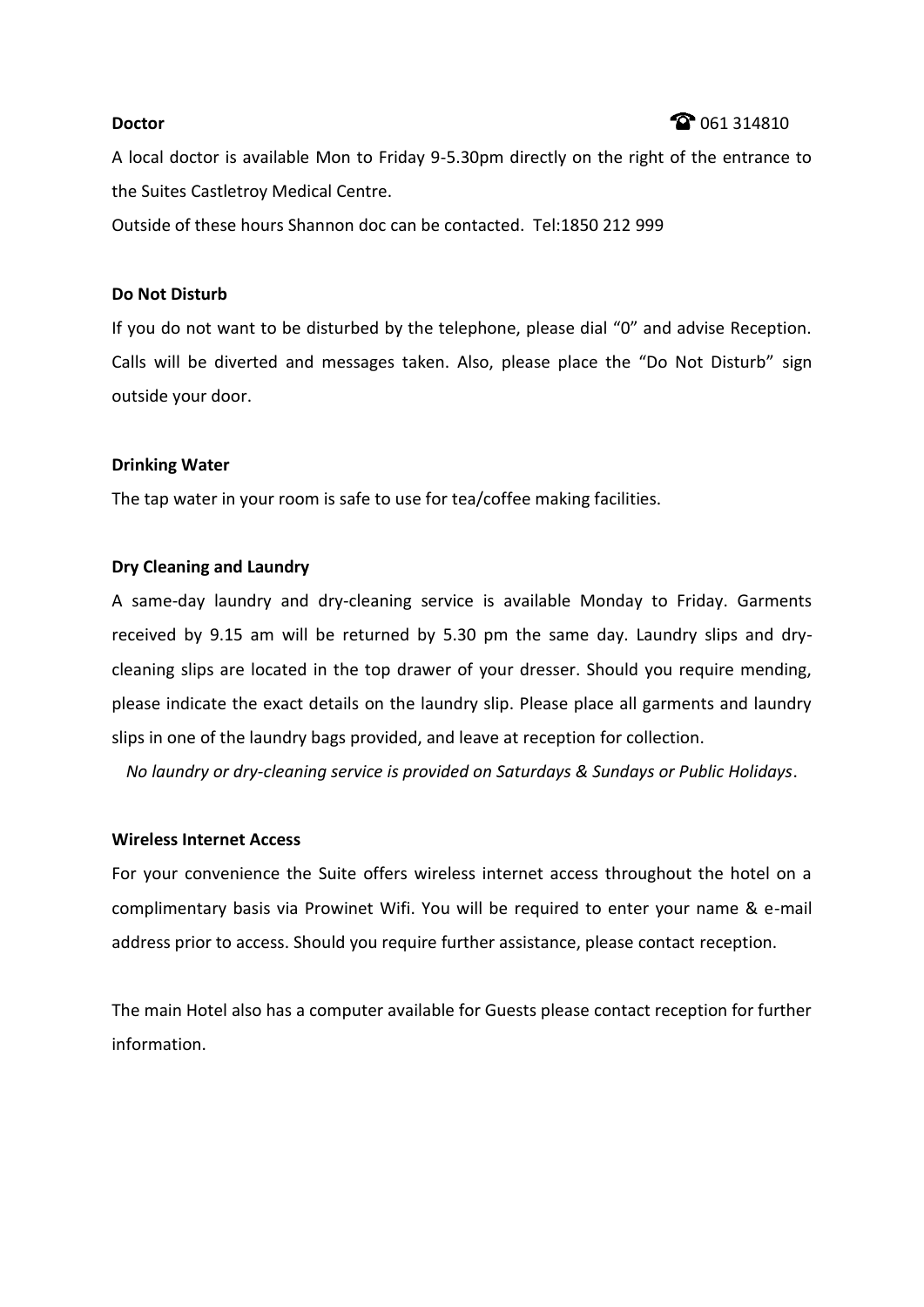**Doctor** ☎ 061 314810

A local doctor is available Mon to Friday 9-5.30pm directly on the right of the entrance to the Suites Castletroy Medical Centre.

Outside of these hours Shannon doc can be contacted. Tel:1850 212 999

**Do Not Disturb**

If you do not want to be disturbed by the telephone, please dial "0" and advise Reception. Calls will be diverted and messages taken. Also, please place the "Do Not Disturb" sign outside your door.

**Drinking Water**

The tap water in your room is safe to use for tea/coffee making facilities.

**Dry Cleaning and Laundry**

A same-day laundry and dry-cleaning service is available Monday to Friday. Garments received by 9.15 am will be returned by 5.30 pm the same day. Laundry slips and dry-cleaning slips are located in the top drawer of your dresser. Should you require mending, please indicate the exact details on the laundry slip. Please place all garments and laundry slips in one of the laundry bags provided, and leave at reception for collection.

*No laundry or dry-cleaning service is provided on Saturdays & Sundays or Public Holidays*.

**Wireless Internet Access**

For your convenience the Suite offers wireless internet access throughout the hotel on a complimentary basis via Prowinet Wifi. You will be required to enter your name & e-mail address prior to access. Should you require further assistance, please contact reception.

The main Hotel also has a computer available for Guests please contact reception for further information.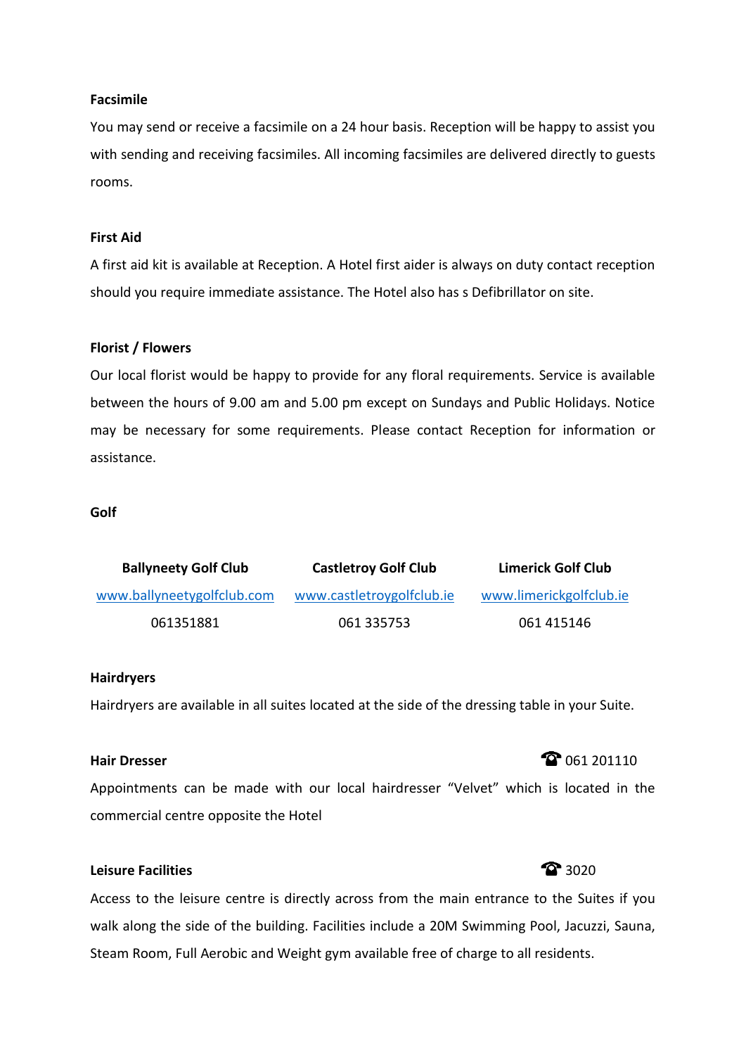**Facsimile**

You may send or receive a facsimile on a 24 hour basis. Reception will be happy to assist you with sending and receiving facsimiles. All incoming facsimiles are delivered directly to guests rooms.

**First Aid**

A first aid kit is available at Reception. A Hotel first aider is always on duty contact reception should you require immediate assistance. The Hotel also has s Defibrillator on site.

**Florist / Flowers**

Our local florist would be happy to provide for any floral requirements. Service is available between the hours of 9.00 am and 5.00 pm except on Sundays and Public Holidays. Notice may be necessary for some requirements. Please contact Reception for information or assistance.

**Golf**

| Ballyneety Golf Club | Castletroy Golf Club | Limerick Golf Club |
|---|---|---|
| www.ballyneetygolfclub.com | www.castletroygolfclub.ie | www.limerickgolfclub.ie |
| 061351881 | 061 335753 | 061 415146 |

**Hairdryers**

Hairdryers are available in all suites located at the side of the dressing table in your Suite.

**Hair Dresser** ☎ 061 201110

Appointments can be made with our local hairdresser "Velvet" which is located in the commercial centre opposite the Hotel

**Leisure Facilities** ☎ 3020

Access to the leisure centre is directly across from the main entrance to the Suites if you walk along the side of the building. Facilities include a 20M Swimming Pool, Jacuzzi, Sauna, Steam Room, Full Aerobic and Weight gym available free of charge to all residents.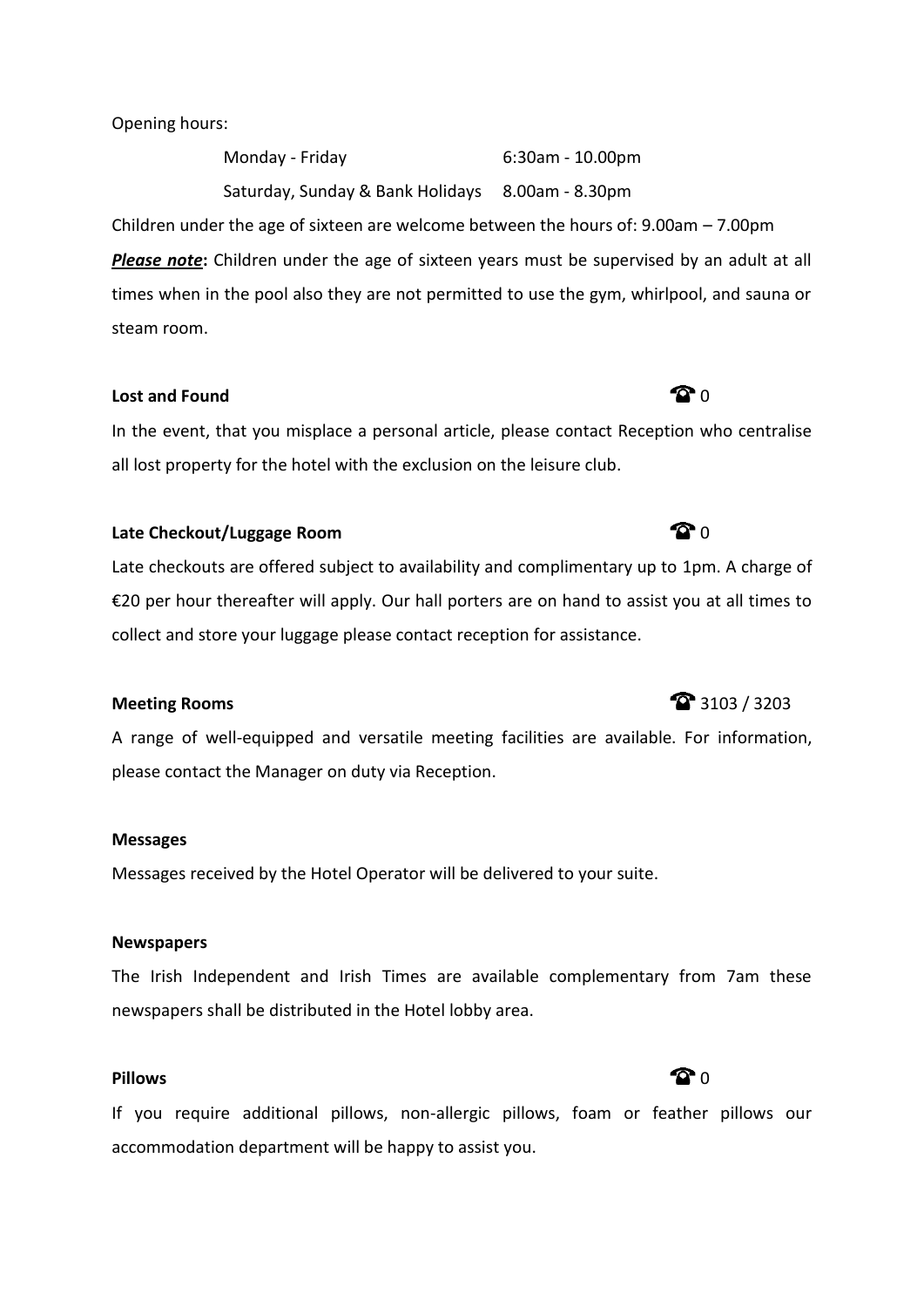Opening hours:

| | |
|---|---|
| Monday - Friday | 6:30am - 10.00pm |
| Saturday, Sunday & Bank Holidays | 8.00am - 8.30pm |

Children under the age of sixteen are welcome between the hours of: 9.00am – 7.00pm

***Please note*:** Children under the age of sixteen years must be supervised by an adult at all times when in the pool also they are not permitted to use the gym, whirlpool, and sauna or steam room.

**Lost and Found** ☎ 0

In the event, that you misplace a personal article, please contact Reception who centralise all lost property for the hotel with the exclusion on the leisure club.

**Late Checkout/Luggage Room** ☎ 0

Late checkouts are offered subject to availability and complimentary up to 1pm. A charge of €20 per hour thereafter will apply. Our hall porters are on hand to assist you at all times to collect and store your luggage please contact reception for assistance.

**Meeting Rooms** ☎ 3103 / 3203

A range of well-equipped and versatile meeting facilities are available. For information, please contact the Manager on duty via Reception.

**Messages**

Messages received by the Hotel Operator will be delivered to your suite.

**Newspapers**

The Irish Independent and Irish Times are available complementary from 7am these newspapers shall be distributed in the Hotel lobby area.

**Pillows** ☎ 0

If you require additional pillows, non-allergic pillows, foam or feather pillows our accommodation department will be happy to assist you.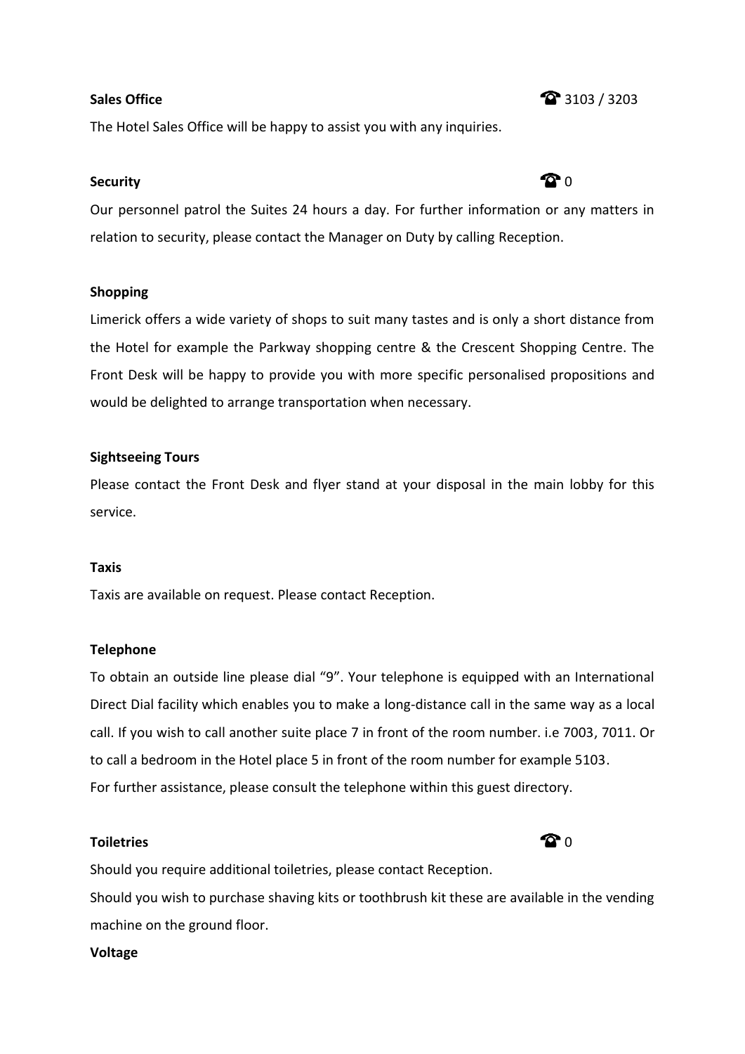**Sales Office** ☎ 3103 / 3203

The Hotel Sales Office will be happy to assist you with any inquiries.

**Security** ☎ 0

Our personnel patrol the Suites 24 hours a day. For further information or any matters in relation to security, please contact the Manager on Duty by calling Reception.

**Shopping**

Limerick offers a wide variety of shops to suit many tastes and is only a short distance from the Hotel for example the Parkway shopping centre & the Crescent Shopping Centre. The Front Desk will be happy to provide you with more specific personalised propositions and would be delighted to arrange transportation when necessary.

**Sightseeing Tours**

Please contact the Front Desk and flyer stand at your disposal in the main lobby for this service.

**Taxis**

Taxis are available on request. Please contact Reception.

**Telephone**

To obtain an outside line please dial "9". Your telephone is equipped with an International Direct Dial facility which enables you to make a long-distance call in the same way as a local call. If you wish to call another suite place 7 in front of the room number. i.e 7003, 7011. Or to call a bedroom in the Hotel place 5 in front of the room number for example 5103.
For further assistance, please consult the telephone within this guest directory.

**Toiletries** ☎ 0

Should you require additional toiletries, please contact Reception.
Should you wish to purchase shaving kits or toothbrush kit these are available in the vending machine on the ground floor.

**Voltage**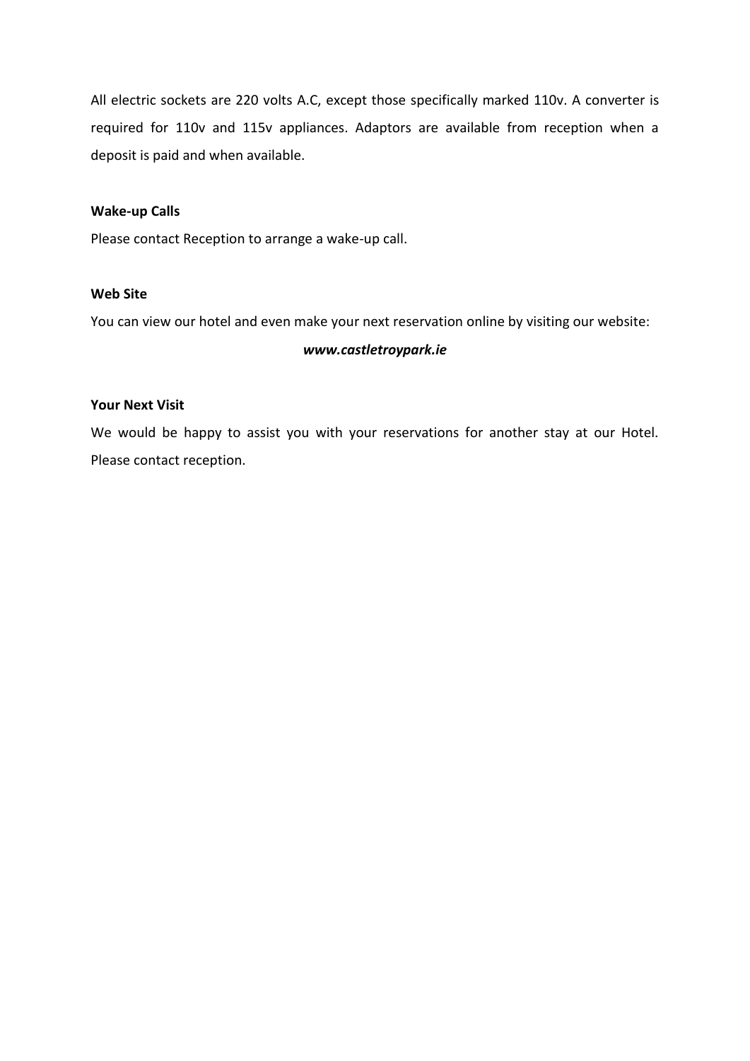All electric sockets are 220 volts A.C, except those specifically marked 110v. A converter is required for 110v and 115v appliances. Adaptors are available from reception when a deposit is paid and when available.

**Wake-up Calls**

Please contact Reception to arrange a wake-up call.

**Web Site**

You can view our hotel and even make your next reservation online by visiting our website:

***www.castletroypark.ie***

**Your Next Visit**

We would be happy to assist you with your reservations for another stay at our Hotel. Please contact reception.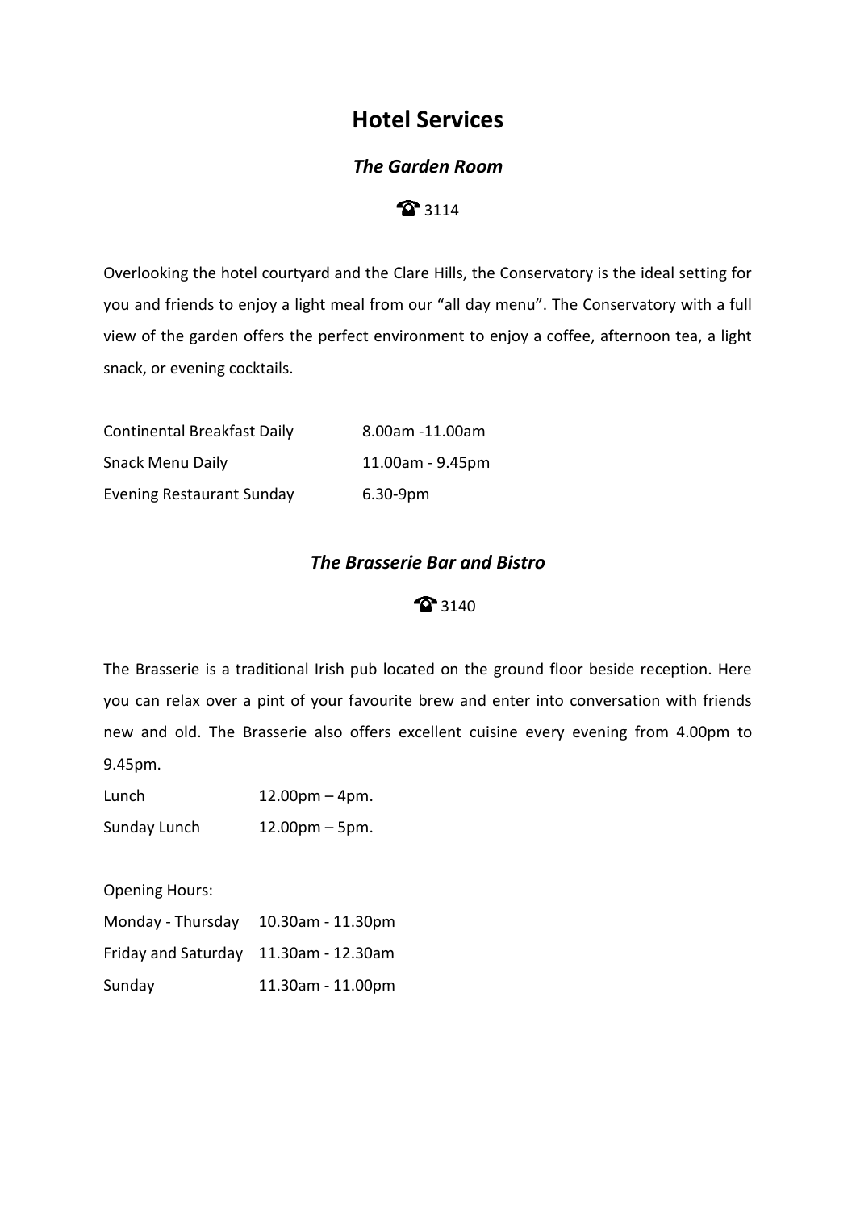# Hotel Services

## *The Garden Room*

☎ 3114

Overlooking the hotel courtyard and the Clare Hills, the Conservatory is the ideal setting for you and friends to enjoy a light meal from our "all day menu". The Conservatory with a full view of the garden offers the perfect environment to enjoy a coffee, afternoon tea, a light snack, or evening cocktails.

| | |
|---|---|
| Continental Breakfast Daily | 8.00am -11.00am |
| Snack Menu Daily | 11.00am - 9.45pm |
| Evening Restaurant Sunday | 6.30-9pm |

## *The Brasserie Bar and Bistro*

☎ 3140

The Brasserie is a traditional Irish pub located on the ground floor beside reception. Here you can relax over a pint of your favourite brew and enter into conversation with friends new and old. The Brasserie also offers excellent cuisine every evening from 4.00pm to 9.45pm.

| | |
|---|---|
| Lunch | 12.00pm – 4pm. |
| Sunday Lunch | 12.00pm – 5pm. |

Opening Hours:

| | |
|---|---|
| Monday - Thursday | 10.30am - 11.30pm |
| Friday and Saturday | 11.30am - 12.30am |
| Sunday | 11.30am - 11.00pm |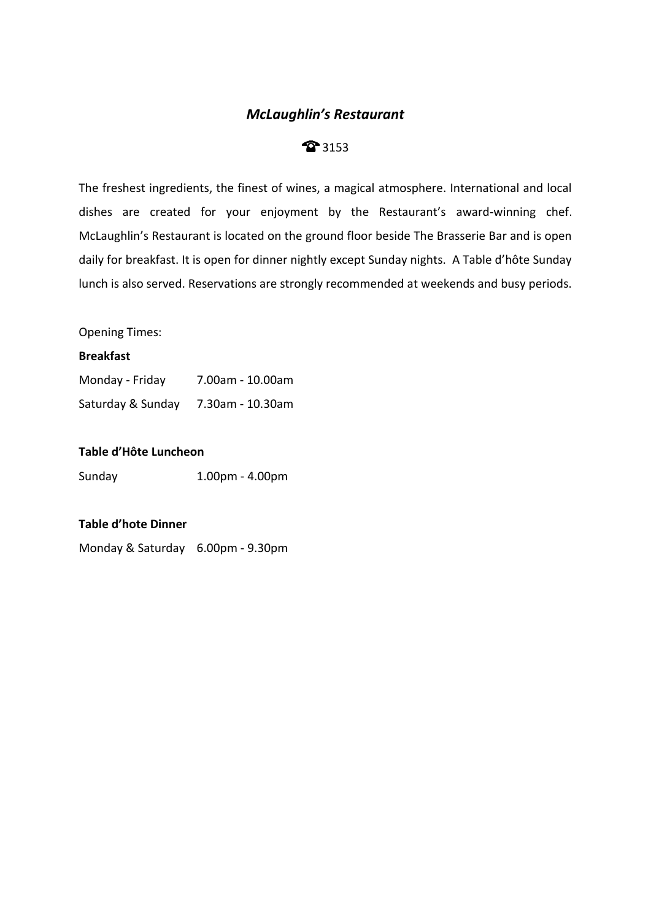## *McLaughlin's Restaurant*

☎ 3153

The freshest ingredients, the finest of wines, a magical atmosphere. International and local dishes are created for your enjoyment by the Restaurant's award-winning chef. McLaughlin's Restaurant is located on the ground floor beside The Brasserie Bar and is open daily for breakfast. It is open for dinner nightly except Sunday nights. A Table d'hôte Sunday lunch is also served. Reservations are strongly recommended at weekends and busy periods.

Opening Times:

**Breakfast**

Monday - Friday 7.00am - 10.00am

Saturday & Sunday 7.30am - 10.30am

**Table d'Hôte Luncheon**

Sunday 1.00pm - 4.00pm

**Table d'hote Dinner**

Monday & Saturday 6.00pm - 9.30pm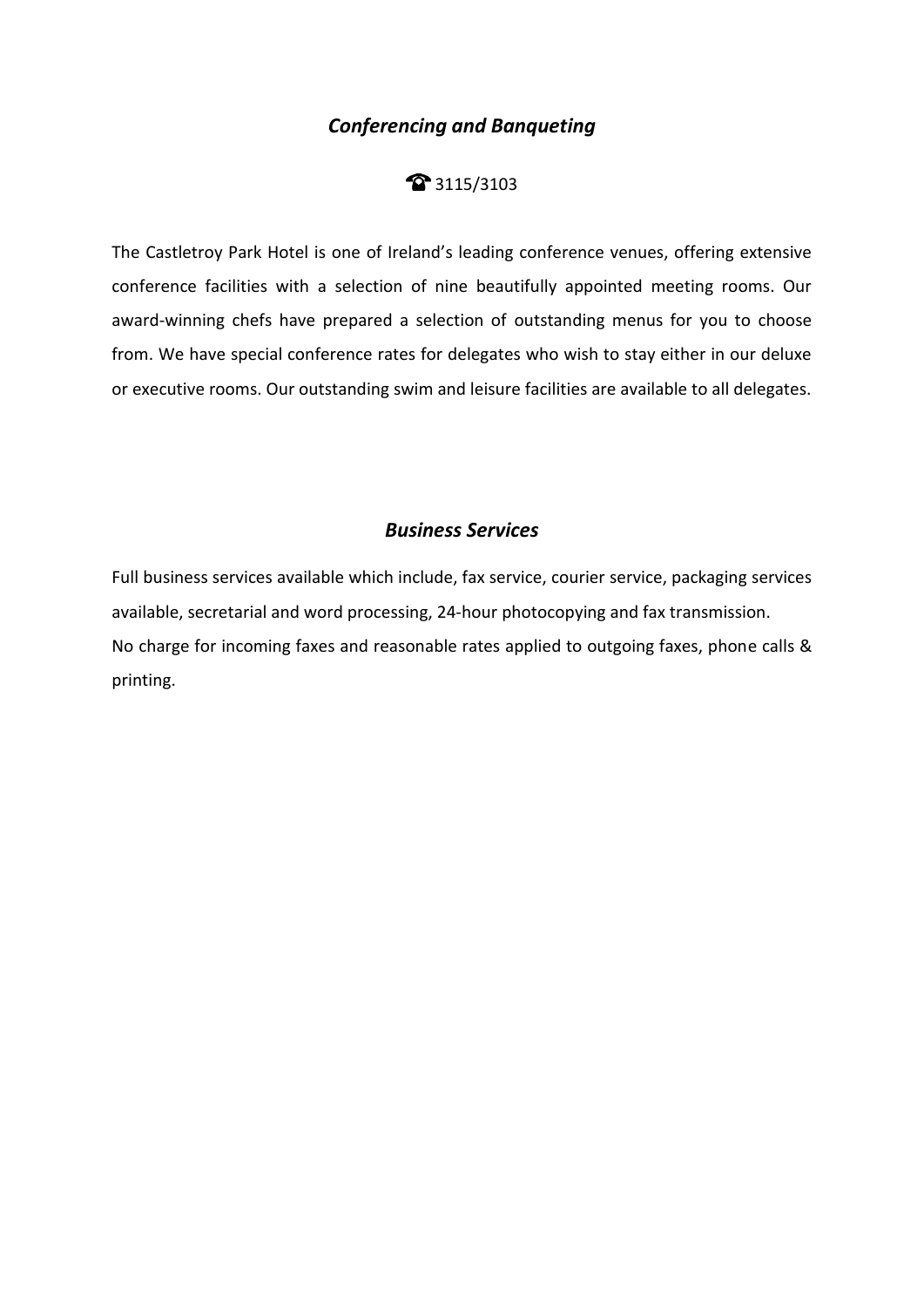## *Conferencing and Banqueting*

☎ 3115/3103

The Castletroy Park Hotel is one of Ireland's leading conference venues, offering extensive conference facilities with a selection of nine beautifully appointed meeting rooms. Our award-winning chefs have prepared a selection of outstanding menus for you to choose from. We have special conference rates for delegates who wish to stay either in our deluxe or executive rooms. Our outstanding swim and leisure facilities are available to all delegates.

## *Business Services*

Full business services available which include, fax service, courier service, packaging services available, secretarial and word processing, 24-hour photocopying and fax transmission.
No charge for incoming faxes and reasonable rates applied to outgoing faxes, phone calls & printing.